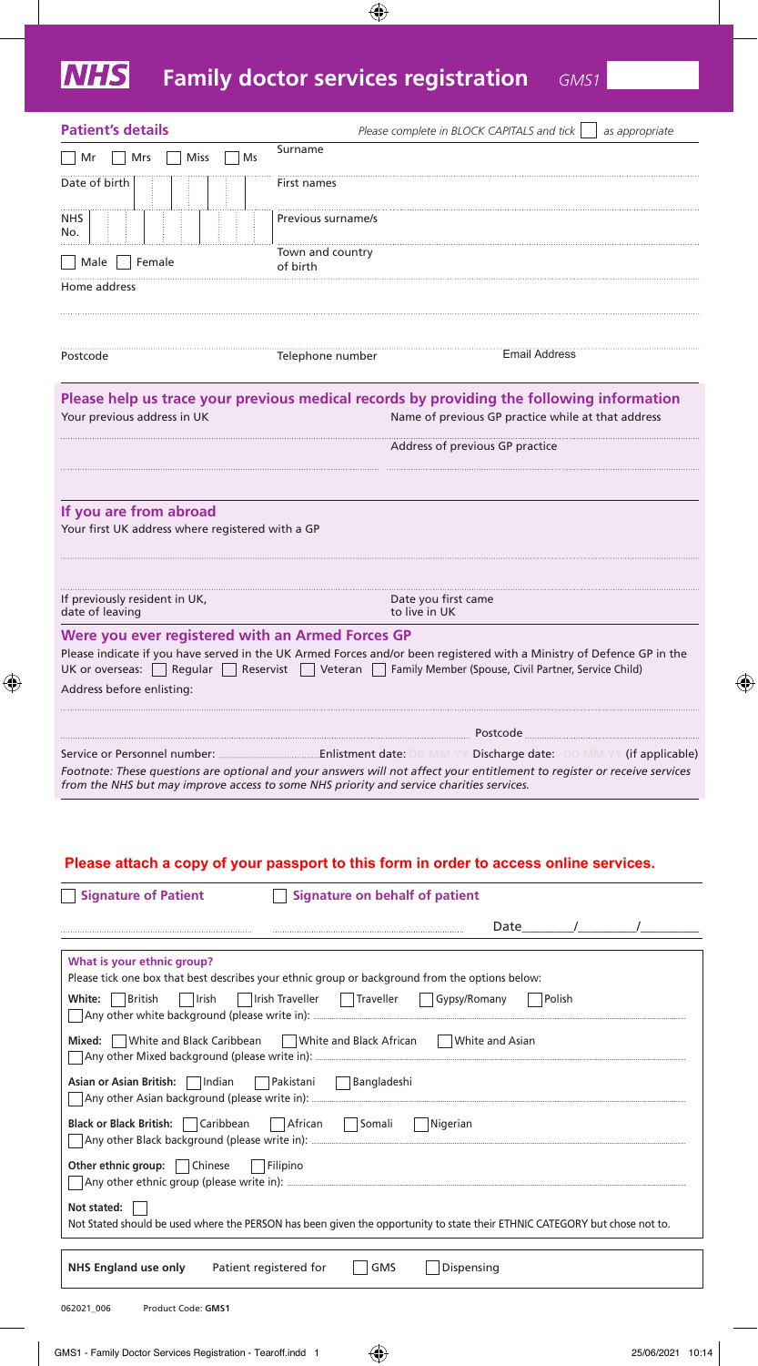# NHS Family doctor services registration *GMS1*

## Patient's details

*Please complete in BLOCK CAPITALS and tick ☐ as appropriate*

☐ Mr ☐ Mrs ☐ Miss ☐ Ms

Surname

Date of birth

First names

NHS No.

Previous surname/s

☐ Male ☐ Female

Town and country of birth

Home address

Postcode

Telephone number

Email Address

## Please help us trace your previous medical records by providing the following information

Your previous address in UK

Name of previous GP practice while at that address

Address of previous GP practice

## If you are from abroad

Your first UK address where registered with a GP

If previously resident in UK, date of leaving

Date you first came to live in UK

## Were you ever registered with an Armed Forces GP

Please indicate if you have served in the UK Armed Forces and/or been registered with a Ministry of Defence GP in the UK or overseas: ☐ Regular ☐ Reservist ☐ Veteran ☐ Family Member (Spouse, Civil Partner, Service Child)

Address before enlisting:

Postcode

Service or Personnel number: Enlistment date: DD MM YY Discharge date: DD MM YY (if applicable)

*Footnote: These questions are optional and your answers will not affect your entitlement to register or receive services from the NHS but may improve access to some NHS priority and service charities services.*

**Please attach a copy of your passport to this form in order to access online services.**

☐ **Signature of Patient** ☐ **Signature on behalf of patient**

Date ____/____/____

**What is your ethnic group?**

Please tick one box that best describes your ethnic group or background from the options below:

**White:** ☐ British ☐ Irish ☐ Irish Traveller ☐ Traveller ☐ Gypsy/Romany ☐ Polish

☐ Any other white background (please write in):

**Mixed:** ☐ White and Black Caribbean ☐ White and Black African ☐ White and Asian

☐ Any other Mixed background (please write in):

**Asian or Asian British:** ☐ Indian ☐ Pakistani ☐ Bangladeshi

☐ Any other Asian background (please write in):

**Black or Black British:** ☐ Caribbean ☐ African ☐ Somali ☐ Nigerian

☐ Any other Black background (please write in):

**Other ethnic group:** ☐ Chinese ☐ Filipino

☐ Any other ethnic group (please write in):

**Not stated:** ☐

Not Stated should be used where the PERSON has been given the opportunity to state their ETHNIC CATEGORY but chose not to.

**NHS England use only** Patient registered for ☐ GMS ☐ Dispensing

062021_006 Product Code: **GMS1**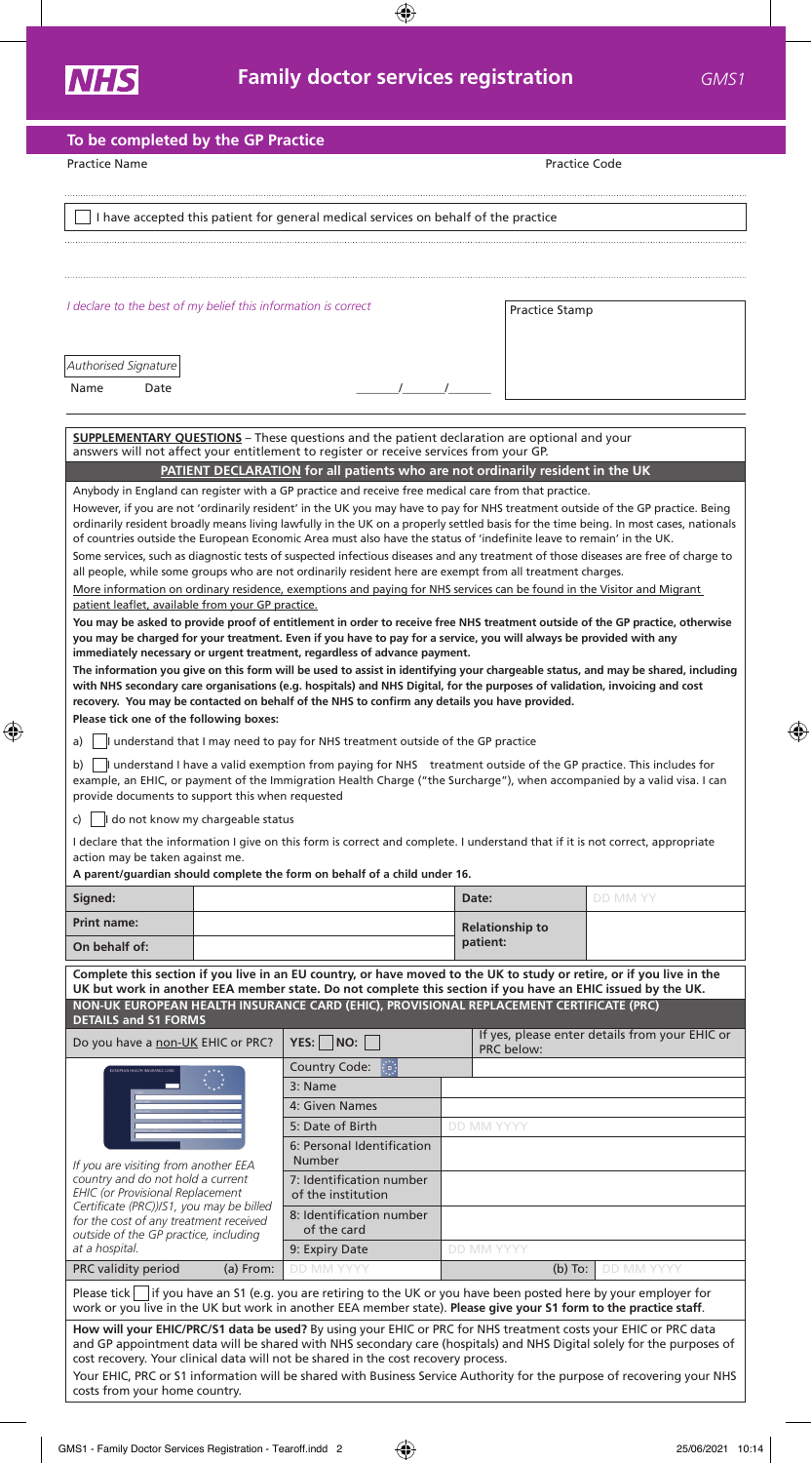# Family doctor services registration

GMS1

## To be completed by the GP Practice

Practice Name

Practice Code

☐ I have accepted this patient for general medical services on behalf of the practice

*I declare to the best of my belief this information is correct*

Practice Stamp

*Authorised Signature*

Name

Date ______/______/______

**SUPPLEMENTARY QUESTIONS** – These questions and the patient declaration are optional and your answers will not affect your entitlement to register or receive services from your GP.

**PATIENT DECLARATION for all patients who are not ordinarily resident in the UK**

Anybody in England can register with a GP practice and receive free medical care from that practice.

However, if you are not 'ordinarily resident' in the UK you may have to pay for NHS treatment outside of the GP practice. Being ordinarily resident broadly means living lawfully in the UK on a properly settled basis for the time being. In most cases, nationals of countries outside the European Economic Area must also have the status of 'indefinite leave to remain' in the UK.

Some services, such as diagnostic tests of suspected infectious diseases and any treatment of those diseases are free of charge to all people, while some groups who are not ordinarily resident here are exempt from all treatment charges.

More information on ordinary residence, exemptions and paying for NHS services can be found in the Visitor and Migrant patient leaflet, available from your GP practice.

**You may be asked to provide proof of entitlement in order to receive free NHS treatment outside of the GP practice, otherwise you may be charged for your treatment. Even if you have to pay for a service, you will always be provided with any immediately necessary or urgent treatment, regardless of advance payment.**

**The information you give on this form will be used to assist in identifying your chargeable status, and may be shared, including with NHS secondary care organisations (e.g. hospitals) and NHS Digital, for the purposes of validation, invoicing and cost recovery. You may be contacted on behalf of the NHS to confirm any details you have provided.**

**Please tick one of the following boxes:**

a) ☐ I understand that I may need to pay for NHS treatment outside of the GP practice

b) ☐ I understand I have a valid exemption from paying for NHS treatment outside of the GP practice. This includes for example, an EHIC, or payment of the Immigration Health Charge ("the Surcharge"), when accompanied by a valid visa. I can provide documents to support this when requested

c) ☐ I do not know my chargeable status

I declare that the information I give on this form is correct and complete. I understand that if it is not correct, appropriate action may be taken against me.

**A parent/guardian should complete the form on behalf of a child under 16.**

| | | | |
|---|---|---|---|
| **Signed:** | | **Date:** | DD MM YY |
| **Print name:** | | **Relationship to patient:** | |
| **On behalf of:** | | | |

**Complete this section if you live in an EU country, or have moved to the UK to study or retire, or if you live in the UK but work in another EEA member state. Do not complete this section if you have an EHIC issued by the UK.**

**NON-UK EUROPEAN HEALTH INSURANCE CARD (EHIC), PROVISIONAL REPLACEMENT CERTIFICATE (PRC) DETAILS and S1 FORMS**

| | | |
|---|---|---|
| Do you have a non-UK EHIC or PRC? | YES: ☐ NO: ☐ | If yes, please enter details from your EHIC or PRC below: |
| | Country Code: | |
| | 3: Name | |
| | 4: Given Names | |
| | 5: Date of Birth | DD MM YYYY |
| *If you are visiting from another EEA country and do not hold a current EHIC (or Provisional Replacement Certificate (PRC))/S1, you may be billed for the cost of any treatment received outside of the GP practice, including at a hospital.* | 6: Personal Identification Number | |
| | 7: Identification number of the institution | |
| | 8: Identification number of the card | |
| | 9: Expiry Date | DD MM YYYY |
| PRC validity period (a) From: | DD MM YYYY | (b) To: DD MM YYYY |

Please tick ☐ if you have an S1 (e.g. you are retiring to the UK or you have been posted here by your employer for work or you live in the UK but work in another EEA member state). **Please give your S1 form to the practice staff**.

**How will your EHIC/PRC/S1 data be used?** By using your EHIC or PRC for NHS treatment costs your EHIC or PRC data and GP appointment data will be shared with NHS secondary care (hospitals) and NHS Digital solely for the purposes of cost recovery. Your clinical data will not be shared in the cost recovery process.

Your EHIC, PRC or S1 information will be shared with Business Service Authority for the purpose of recovering your NHS costs from your home country.